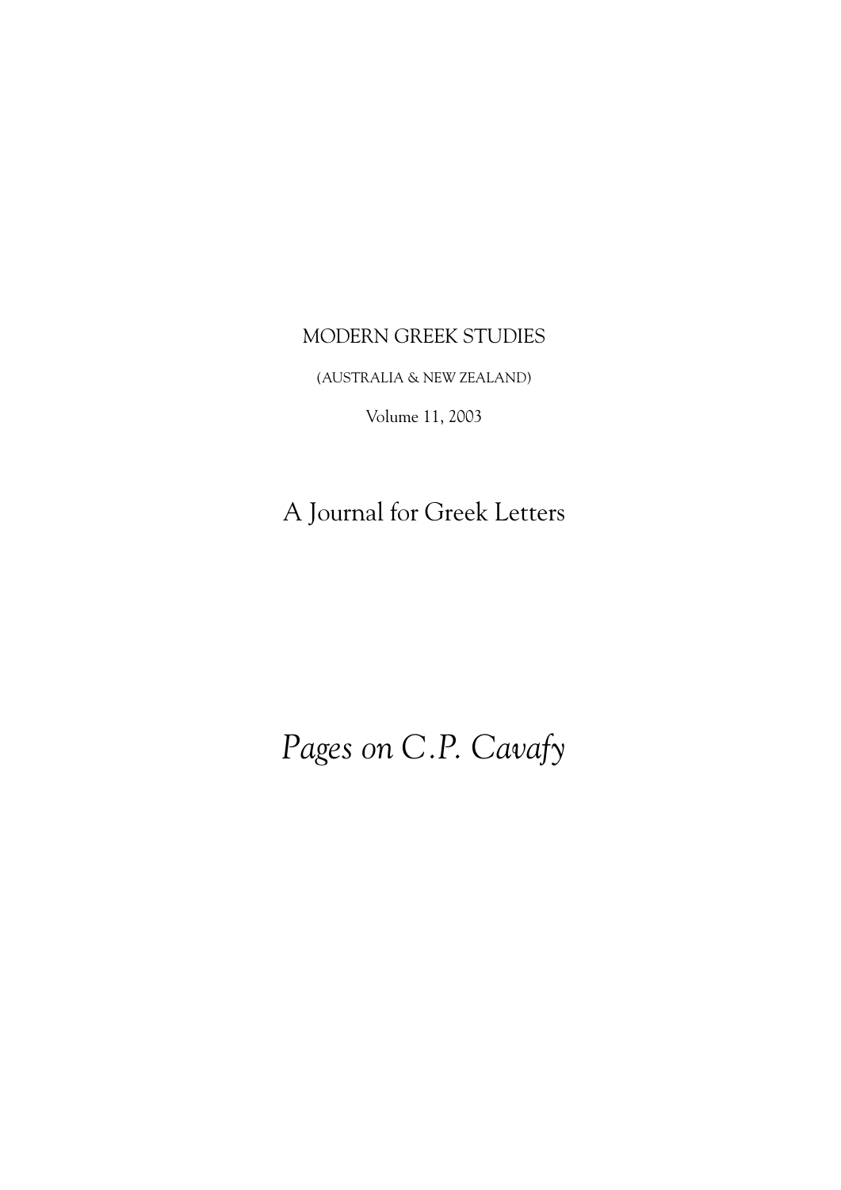MODERN GREEK STUDIES

(AUSTRALIA & NEW ZEALAND)

Volume 11, 2003

A Journal for Greek Letters

# *Pages on C.P. Cavafy*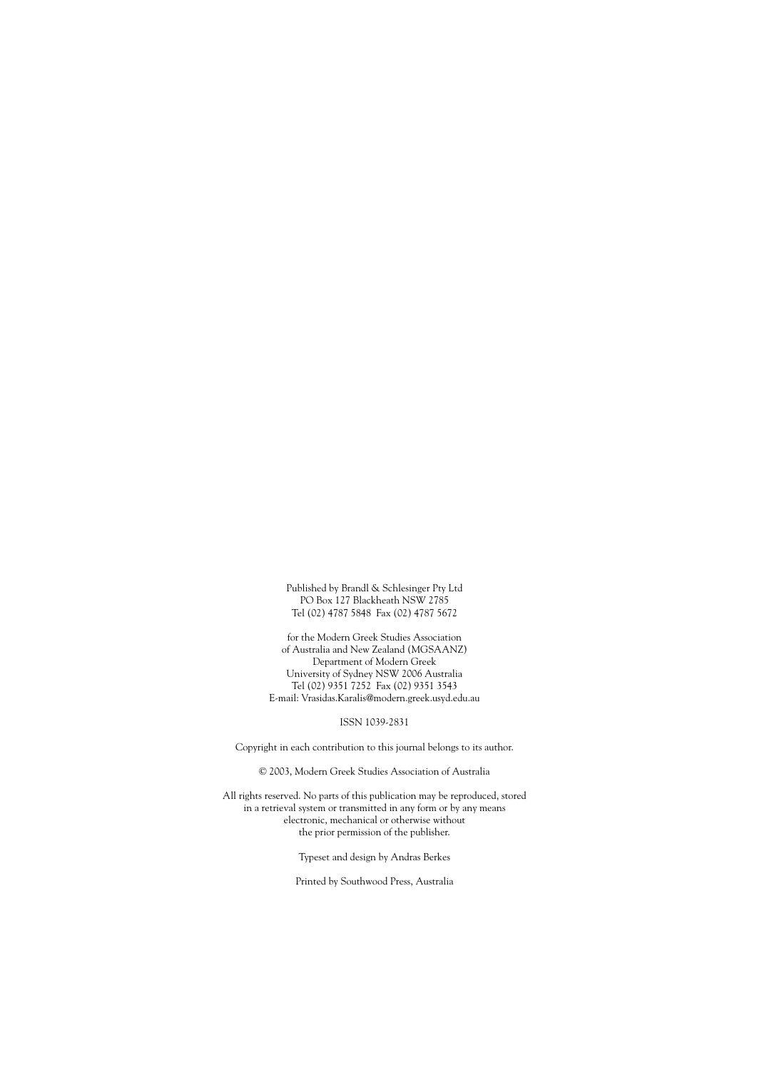Published by Brandl & Schlesinger Pty Ltd
PO Box 127 Blackheath NSW 2785
Tel (02) 4787 5848 Fax (02) 4787 5672

for the Modern Greek Studies Association
of Australia and New Zealand (MGSAANZ)
Department of Modern Greek
University of Sydney NSW 2006 Australia
Tel (02) 9351 7252 Fax (02) 9351 3543
E-mail: Vrasidas.Karalis@modern.greek.usyd.edu.au

ISSN 1039-2831

Copyright in each contribution to this journal belongs to its author.

© 2003, Modern Greek Studies Association of Australia

All rights reserved. No parts of this publication may be reproduced, stored
in a retrieval system or transmitted in any form or by any means
electronic, mechanical or otherwise without
the prior permission of the publisher.

Typeset and design by Andras Berkes

Printed by Southwood Press, Australia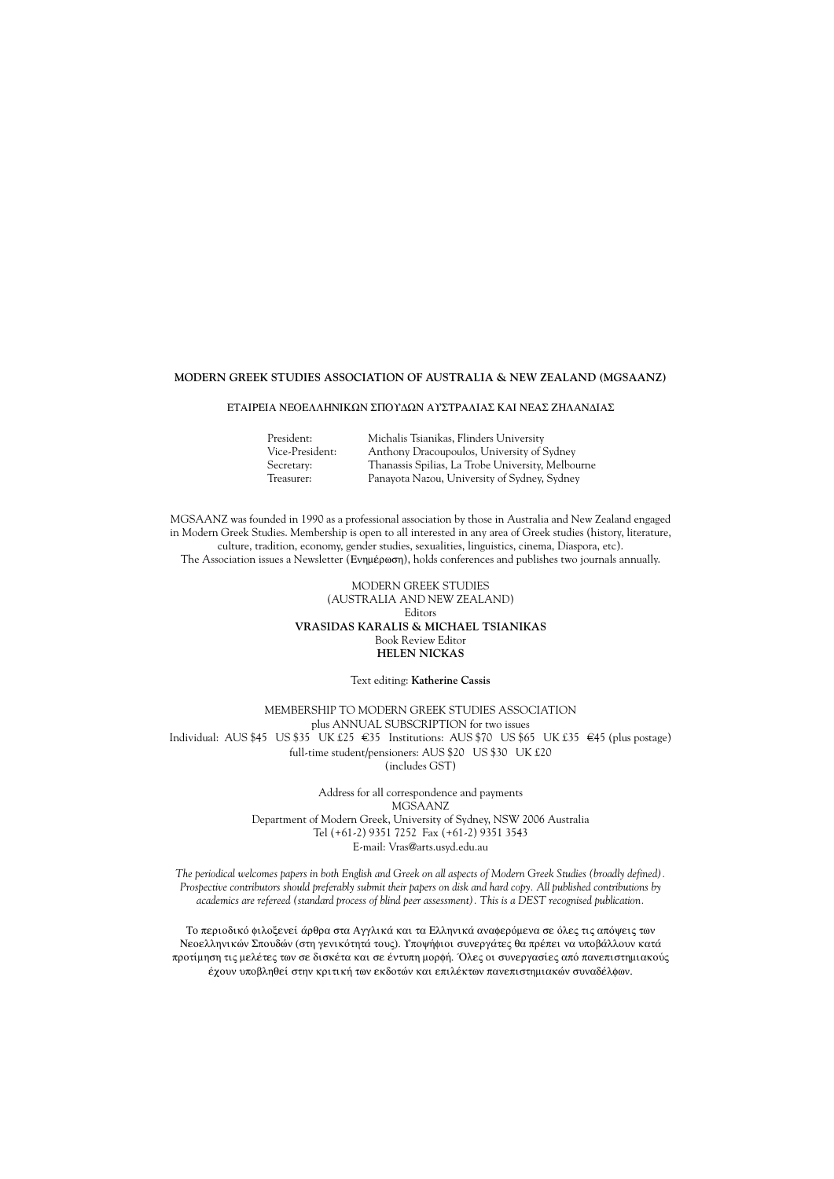**MODERN GREEK STUDIES ASSOCIATION OF AUSTRALIA & NEW ZEALAND (MGSAANZ)**

ΕΤΑΙΡΕΙΑ ΝΕΟΕΛΛΗΝΙΚΩΝ ΣΠΟΥΔΩΝ ΑΥΣΤΡΑΛΙΑΣ ΚΑΙ ΝΕΑΣ ΖΗΛΑΝΔΙΑΣ

| | |
|---|---|
| President: | Michalis Tsianikas, Flinders University |
| Vice-President: | Anthony Dracoupoulos, University of Sydney |
| Secretary: | Thanassis Spilias, La Trobe University, Melbourne |
| Treasurer: | Panayota Nazou, University of Sydney, Sydney |

MGSAANZ was founded in 1990 as a professional association by those in Australia and New Zealand engaged in Modern Greek Studies. Membership is open to all interested in any area of Greek studies (history, literature, culture, tradition, economy, gender studies, sexualities, linguistics, cinema, Diaspora, etc).
The Association issues a Newsletter (Ενημέρωση), holds conferences and publishes two journals annually.

MODERN GREEK STUDIES
(AUSTRALIA AND NEW ZEALAND)
Editors
**VRASIDAS KARALIS & MICHAEL TSIANIKAS**
Book Review Editor
**HELEN NICKAS**

Text editing: **Katherine Cassis**

MEMBERSHIP TO MODERN GREEK STUDIES ASSOCIATION
plus ANNUAL SUBSCRIPTION for two issues
Individual: AUS $45 US $35 UK £25 €35 Institutions: AUS $70 US $65 UK £35 €45 (plus postage)
full-time student/pensioners: AUS $20 US $30 UK £20
(includes GST)

Address for all correspondence and payments
MGSAANZ
Department of Modern Greek, University of Sydney, NSW 2006 Australia
Tel (+61-2) 9351 7252 Fax (+61-2) 9351 3543
E-mail: Vras@arts.usyd.edu.au

*The periodical welcomes papers in both English and Greek on all aspects of Modern Greek Studies (broadly defined). Prospective contributors should preferably submit their papers on disk and hard copy. All published contributions by academics are refereed (standard process of blind peer assessment). This is a DEST recognised publication.*

Το περιοδικό φιλοξενεί άρθρα στα Αγγλικά και τα Ελληνικά αναφερόμενα σε όλες τις απόψεις των Νεοελληνικών Σπουδών (στη γενικότητά τους). Υποψήφιοι συνεργάτες θα πρέπει να υποβάλλουν κατά προτίμηση τις μελέτες των σε δισκέτα και σε έντυπη μορφή. Όλες οι συνεργασίες από πανεπιστημιακούς έχουν υποβληθεί στην κριτική των εκδοτών και επιλέκτων πανεπιστημιακών συναδέλφων.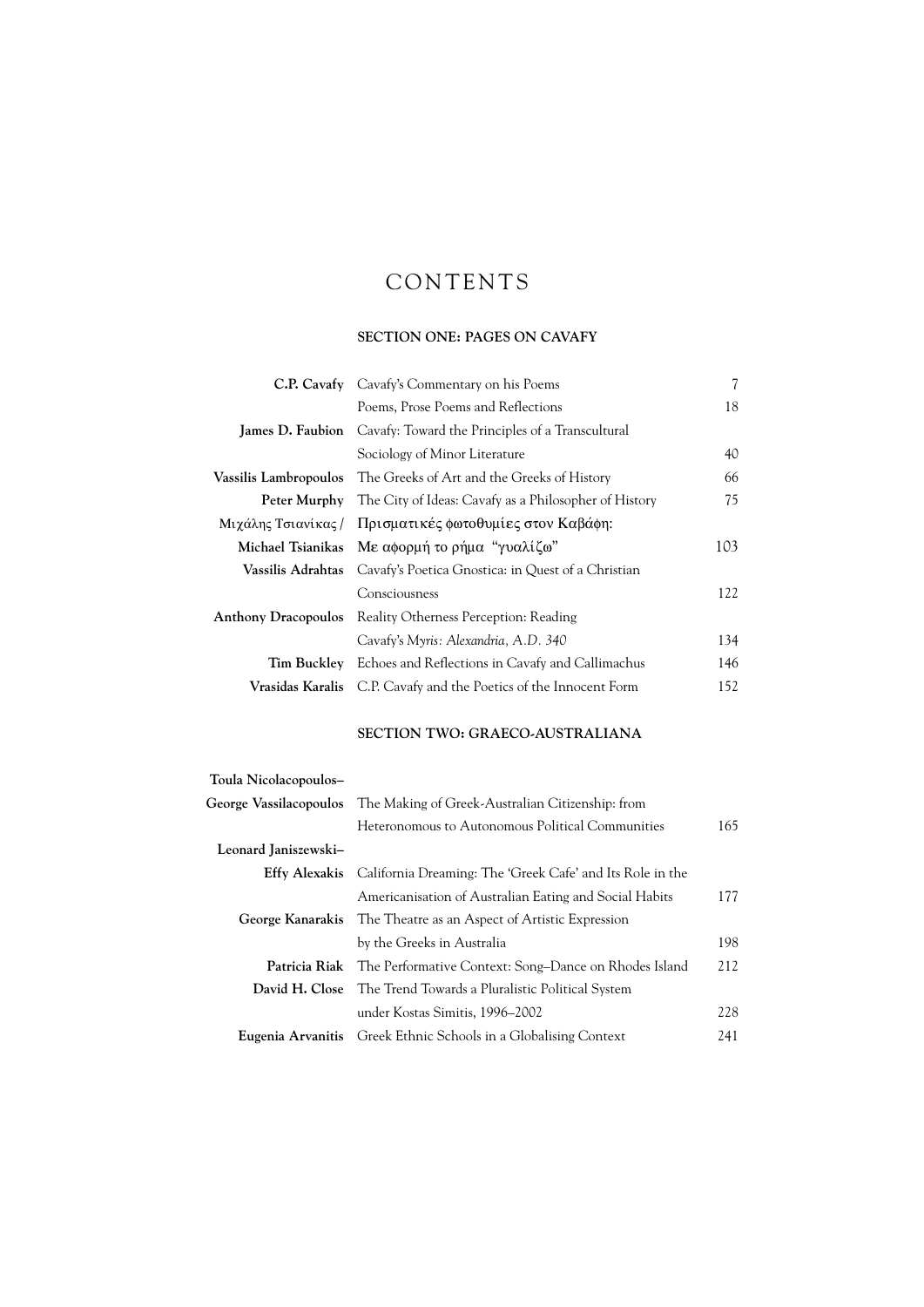# CONTENTS

## SECTION ONE: PAGES ON CAVAFY

| | | |
|---|---|---|
| **C.P. Cavafy** | Cavafy's Commentary on his Poems | 7 |
| | Poems, Prose Poems and Reflections | 18 |
| **James D. Faubion** | Cavafy: Toward the Principles of a Transcultural Sociology of Minor Literature | 40 |
| **Vassilis Lambropoulos** | The Greeks of Art and the Greeks of History | 66 |
| **Peter Murphy** | The City of Ideas: Cavafy as a Philosopher of History | 75 |
| Μιχάλης Τσιανίκας / **Michael Tsianikas** | Πρισματικές φωτοθυμίες στον Καβάφη: Με αφορμή το ρήμα "γυαλίζω" | 103 |
| **Vassilis Adrahtas** | Cavafy's Poetica Gnostica: in Quest of a Christian Consciousness | 122 |
| **Anthony Dracopoulos** | Reality Otherness Perception: Reading Cavafy's *Myris: Alexandria, A.D. 340* | 134 |
| **Tim Buckley** | Echoes and Reflections in Cavafy and Callimachus | 146 |
| **Vrasidas Karalis** | C.P. Cavafy and the Poetics of the Innocent Form | 152 |

## SECTION TWO: GRAECO-AUSTRALIANA

| | | |
|---|---|---|
| **Toula Nicolacopoulos–George Vassilacopoulos** | The Making of Greek-Australian Citizenship: from Heteronomous to Autonomous Political Communities | 165 |
| **Leonard Janiszewski–Effy Alexakis** | California Dreaming: The 'Greek Cafe' and Its Role in the Americanisation of Australian Eating and Social Habits | 177 |
| **George Kanarakis** | The Theatre as an Aspect of Artistic Expression by the Greeks in Australia | 198 |
| **Patricia Riak** | The Performative Context: Song–Dance on Rhodes Island | 212 |
| **David H. Close** | The Trend Towards a Pluralistic Political System under Kostas Simitis, 1996–2002 | 228 |
| **Eugenia Arvanitis** | Greek Ethnic Schools in a Globalising Context | 241 |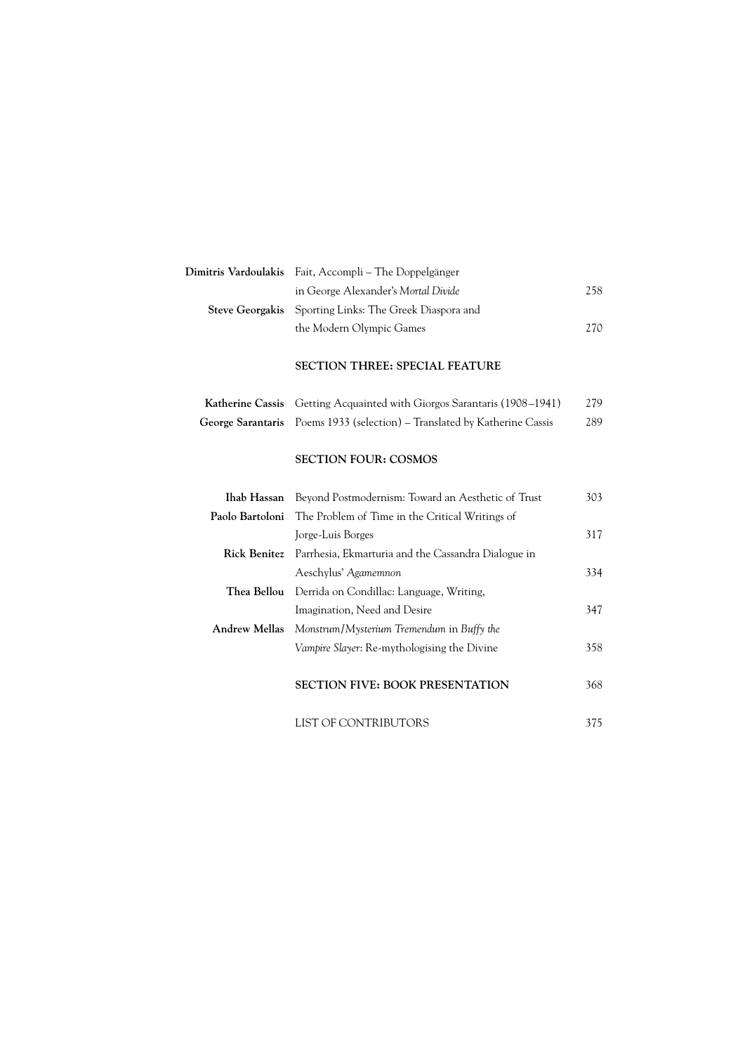| | | |
|---|---|---|
| **Dimitris Vardoulakis** | Fait, Accompli – The Doppelgänger in George Alexander's *Mortal Divide* | 258 |
| **Steve Georgakis** | Sporting Links: The Greek Diaspora and the Modern Olympic Games | 270 |

**SECTION THREE: SPECIAL FEATURE**

| | | |
|---|---|---|
| **Katherine Cassis** | Getting Acquainted with Giorgos Sarantaris (1908–1941) | 279 |
| **George Sarantaris** | Poems 1933 (selection) – Translated by Katherine Cassis | 289 |

**SECTION FOUR: COSMOS**

| | | |
|---|---|---|
| **Ihab Hassan** | Beyond Postmodernism: Toward an Aesthetic of Trust | 303 |
| **Paolo Bartoloni** | The Problem of Time in the Critical Writings of Jorge-Luis Borges | 317 |
| **Rick Benitez** | Parrhesia, Ekmarturia and the Cassandra Dialogue in Aeschylus' *Agamemnon* | 334 |
| **Thea Bellou** | Derrida on Condillac: Language, Writing, Imagination, Need and Desire | 347 |
| **Andrew Mellas** | *Monstrum/Mysterium Tremendum* in *Buffy the Vampire Slayer*: Re-mythologising the Divine | 358 |

**SECTION FIVE: BOOK PRESENTATION** 368

LIST OF CONTRIBUTORS 375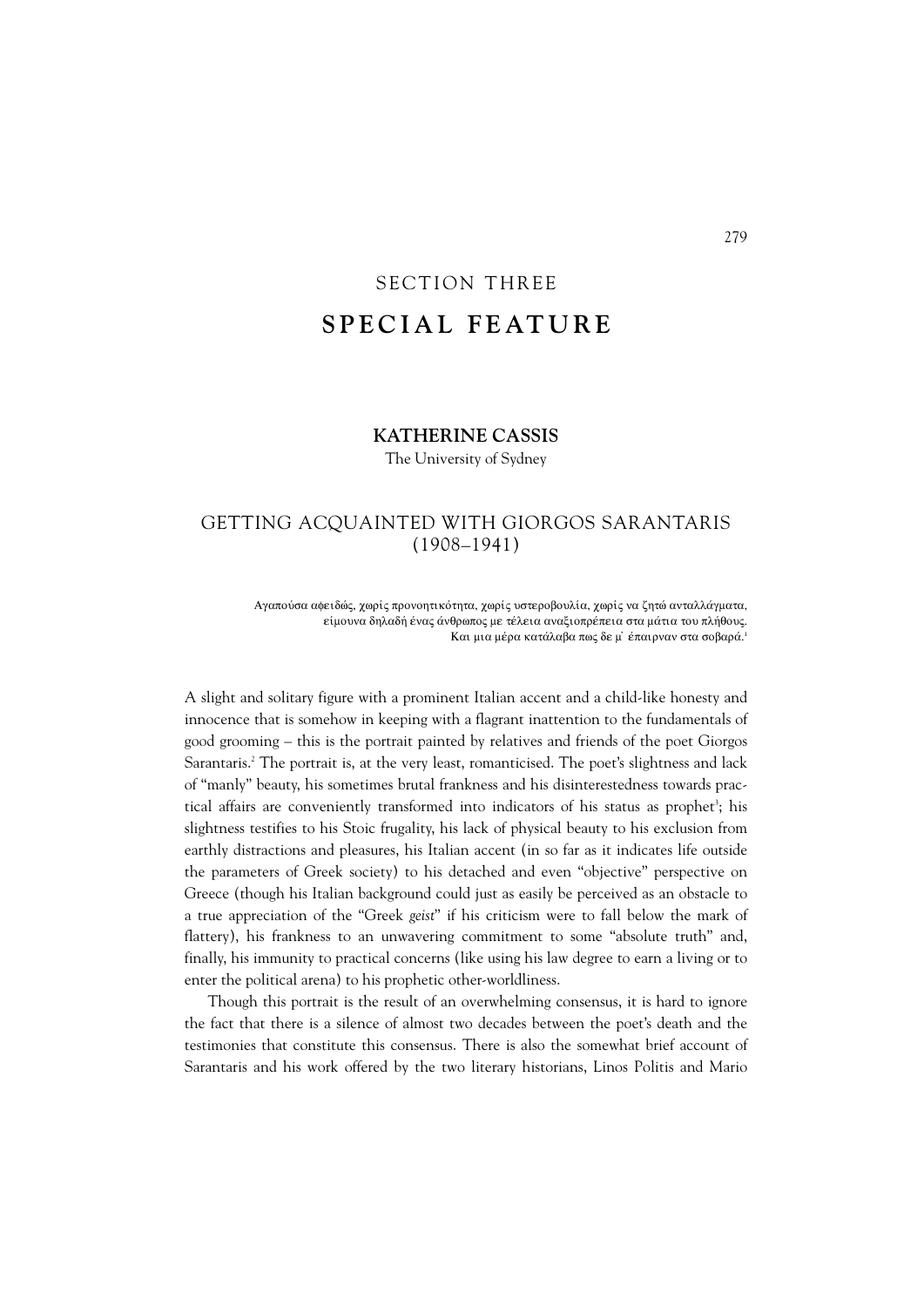## SECTION THREE

# SPECIAL FEATURE

**KATHERINE CASSIS**

The University of Sydney

## GETTING ACQUAINTED WITH GIORGOS SARANTARIS (1908–1941)

> Αγαπούσα αφειδώς, χωρίς προνοητικότητα, χωρίς υστεροβουλία, χωρίς να ζητώ ανταλλάγματα,
> είμουνα δηλαδή ένας άνθρωπος με τέλεια αναξιοπρέπεια στα μάτια του πλήθους.
> Και μια μέρα κατάλαβα πως δε μ᾽ έπαιρναν στα σοβαρά.[1]

A slight and solitary figure with a prominent Italian accent and a child-like honesty and innocence that is somehow in keeping with a flagrant inattention to the fundamentals of good grooming – this is the portrait painted by relatives and friends of the poet Giorgos Sarantaris.[2] The portrait is, at the very least, romanticised. The poet's slightness and lack of "manly" beauty, his sometimes brutal frankness and his disinterestedness towards practical affairs are conveniently transformed into indicators of his status as prophet[3]; his slightness testifies to his Stoic frugality, his lack of physical beauty to his exclusion from earthly distractions and pleasures, his Italian accent (in so far as it indicates life outside the parameters of Greek society) to his detached and even "objective" perspective on Greece (though his Italian background could just as easily be perceived as an obstacle to a true appreciation of the "Greek *geist*" if his criticism were to fall below the mark of flattery), his frankness to an unwavering commitment to some "absolute truth" and, finally, his immunity to practical concerns (like using his law degree to earn a living or to enter the political arena) to his prophetic other-worldliness.

Though this portrait is the result of an overwhelming consensus, it is hard to ignore the fact that there is a silence of almost two decades between the poet's death and the testimonies that constitute this consensus. There is also the somewhat brief account of Sarantaris and his work offered by the two literary historians, Linos Politis and Mario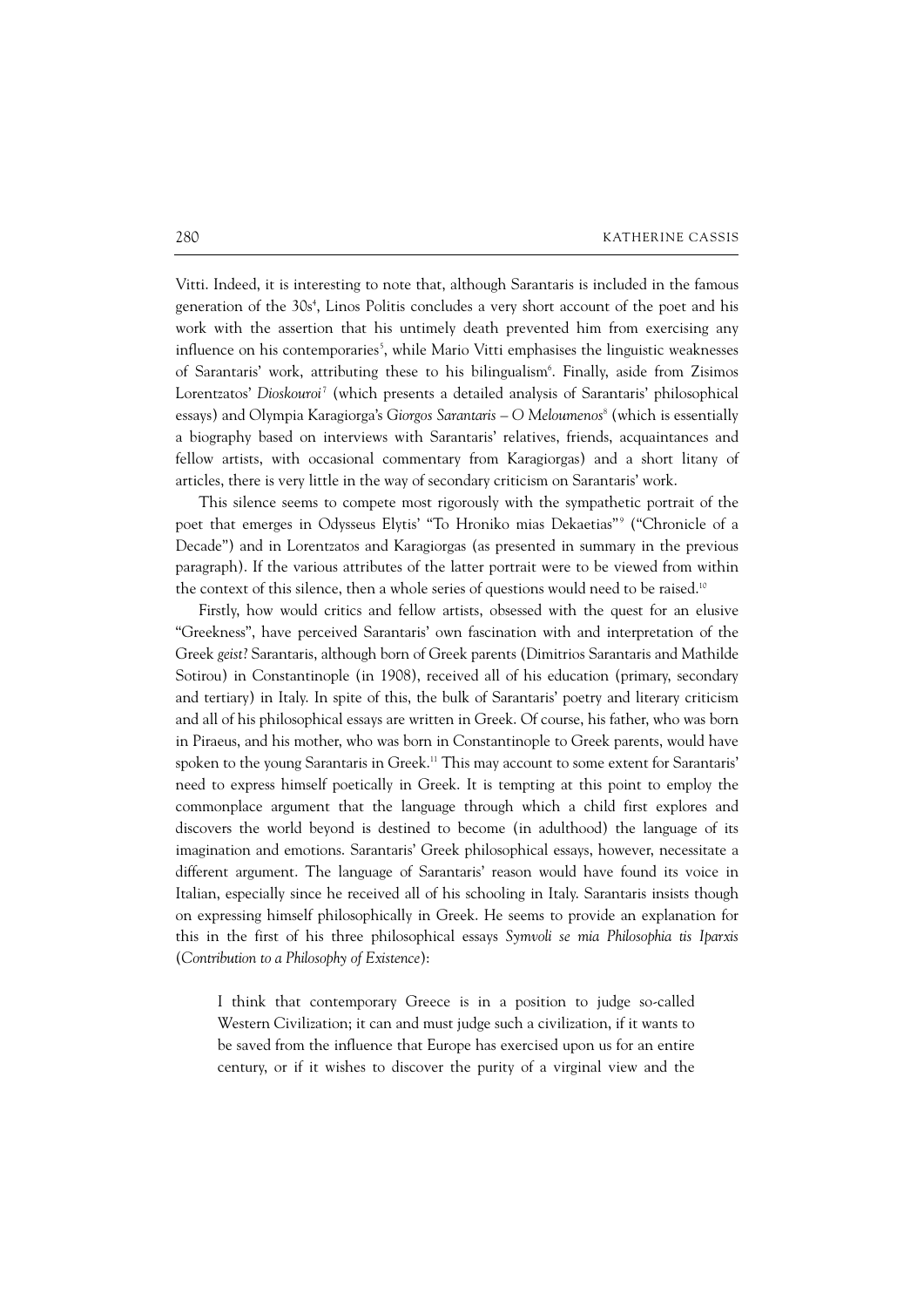Vitti. Indeed, it is interesting to note that, although Sarantaris is included in the famous generation of the 30s[4], Linos Politis concludes a very short account of the poet and his work with the assertion that his untimely death prevented him from exercising any influence on his contemporaries[5], while Mario Vitti emphasises the linguistic weaknesses of Sarantaris' work, attributing these to his bilingualism[6]. Finally, aside from Zisimos Lorentzatos' *Dioskouroi*[7] (which presents a detailed analysis of Sarantaris' philosophical essays) and Olympia Karagiorga's *Giorgos Sarantaris – O Meloumenos*[8] (which is essentially a biography based on interviews with Sarantaris' relatives, friends, acquaintances and fellow artists, with occasional commentary from Karagiorgas) and a short litany of articles, there is very little in the way of secondary criticism on Sarantaris' work.

This silence seems to compete most rigorously with the sympathetic portrait of the poet that emerges in Odysseus Elytis' "To Hroniko mias Dekaetias"[9] ("Chronicle of a Decade") and in Lorentzatos and Karagiorgas (as presented in summary in the previous paragraph). If the various attributes of the latter portrait were to be viewed from within the context of this silence, then a whole series of questions would need to be raised.[10]

Firstly, how would critics and fellow artists, obsessed with the quest for an elusive "Greekness", have perceived Sarantaris' own fascination with and interpretation of the Greek *geist*? Sarantaris, although born of Greek parents (Dimitrios Sarantaris and Mathilde Sotirou) in Constantinople (in 1908), received all of his education (primary, secondary and tertiary) in Italy. In spite of this, the bulk of Sarantaris' poetry and literary criticism and all of his philosophical essays are written in Greek. Of course, his father, who was born in Piraeus, and his mother, who was born in Constantinople to Greek parents, would have spoken to the young Sarantaris in Greek.[11] This may account to some extent for Sarantaris' need to express himself poetically in Greek. It is tempting at this point to employ the commonplace argument that the language through which a child first explores and discovers the world beyond is destined to become (in adulthood) the language of its imagination and emotions. Sarantaris' Greek philosophical essays, however, necessitate a different argument. The language of Sarantaris' reason would have found its voice in Italian, especially since he received all of his schooling in Italy. Sarantaris insists though on expressing himself philosophically in Greek. He seems to provide an explanation for this in the first of his three philosophical essays *Symvoli se mia Philosophia tis Iparxis* (*Contribution to a Philosophy of Existence*):

> I think that contemporary Greece is in a position to judge so-called Western Civilization; it can and must judge such a civilization, if it wants to be saved from the influence that Europe has exercised upon us for an entire century, or if it wishes to discover the purity of a virginal view and the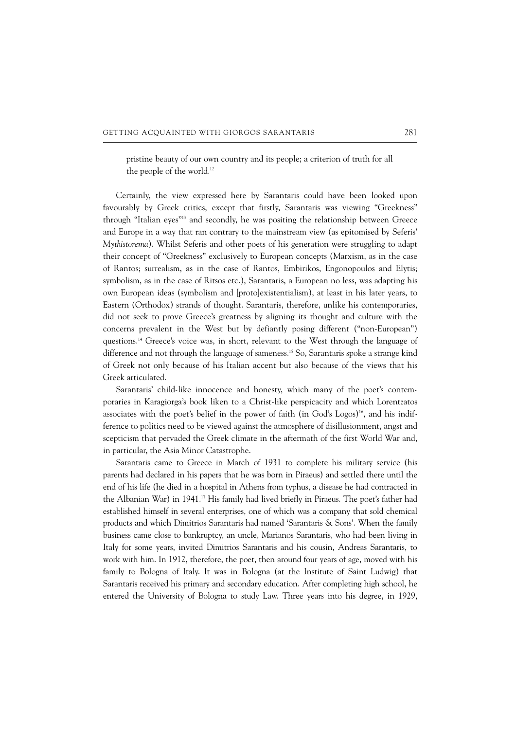pristine beauty of our own country and its people; a criterion of truth for all the people of the world.[12]

Certainly, the view expressed here by Sarantaris could have been looked upon favourably by Greek critics, except that firstly, Sarantaris was viewing "Greekness" through "Italian eyes"[13] and secondly, he was positing the relationship between Greece and Europe in a way that ran contrary to the mainstream view (as epitomised by Seferis' *Mythistorema*). Whilst Seferis and other poets of his generation were struggling to adapt their concept of "Greekness" exclusively to European concepts (Marxism, as in the case of Rantos; surrealism, as in the case of Rantos, Embirikos, Engonopoulos and Elytis; symbolism, as in the case of Ritsos etc.), Sarantaris, a European no less, was adapting his own European ideas (symbolism and [proto]existentialism), at least in his later years, to Eastern (Orthodox) strands of thought. Sarantaris, therefore, unlike his contemporaries, did not seek to prove Greece's greatness by aligning its thought and culture with the concerns prevalent in the West but by defiantly posing different ("non-European") questions.[14] Greece's voice was, in short, relevant to the West through the language of difference and not through the language of sameness.[15] So, Sarantaris spoke a strange kind of Greek not only because of his Italian accent but also because of the views that his Greek articulated.

Sarantaris' child-like innocence and honesty, which many of the poet's contemporaries in Karagiorga's book liken to a Christ-like perspicacity and which Lorentzatos associates with the poet's belief in the power of faith (in God's Logos)[16], and his indifference to politics need to be viewed against the atmosphere of disillusionment, angst and scepticism that pervaded the Greek climate in the aftermath of the first World War and, in particular, the Asia Minor Catastrophe.

Sarantaris came to Greece in March of 1931 to complete his military service (his parents had declared in his papers that he was born in Piraeus) and settled there until the end of his life (he died in a hospital in Athens from typhus, a disease he had contracted in the Albanian War) in 1941.[17] His family had lived briefly in Piraeus. The poet's father had established himself in several enterprises, one of which was a company that sold chemical products and which Dimitrios Sarantaris had named 'Sarantaris & Sons'. When the family business came close to bankruptcy, an uncle, Marianos Sarantaris, who had been living in Italy for some years, invited Dimitrios Sarantaris and his cousin, Andreas Sarantaris, to work with him. In 1912, therefore, the poet, then around four years of age, moved with his family to Bologna of Italy. It was in Bologna (at the Institute of Saint Ludwig) that Sarantaris received his primary and secondary education. After completing high school, he entered the University of Bologna to study Law. Three years into his degree, in 1929,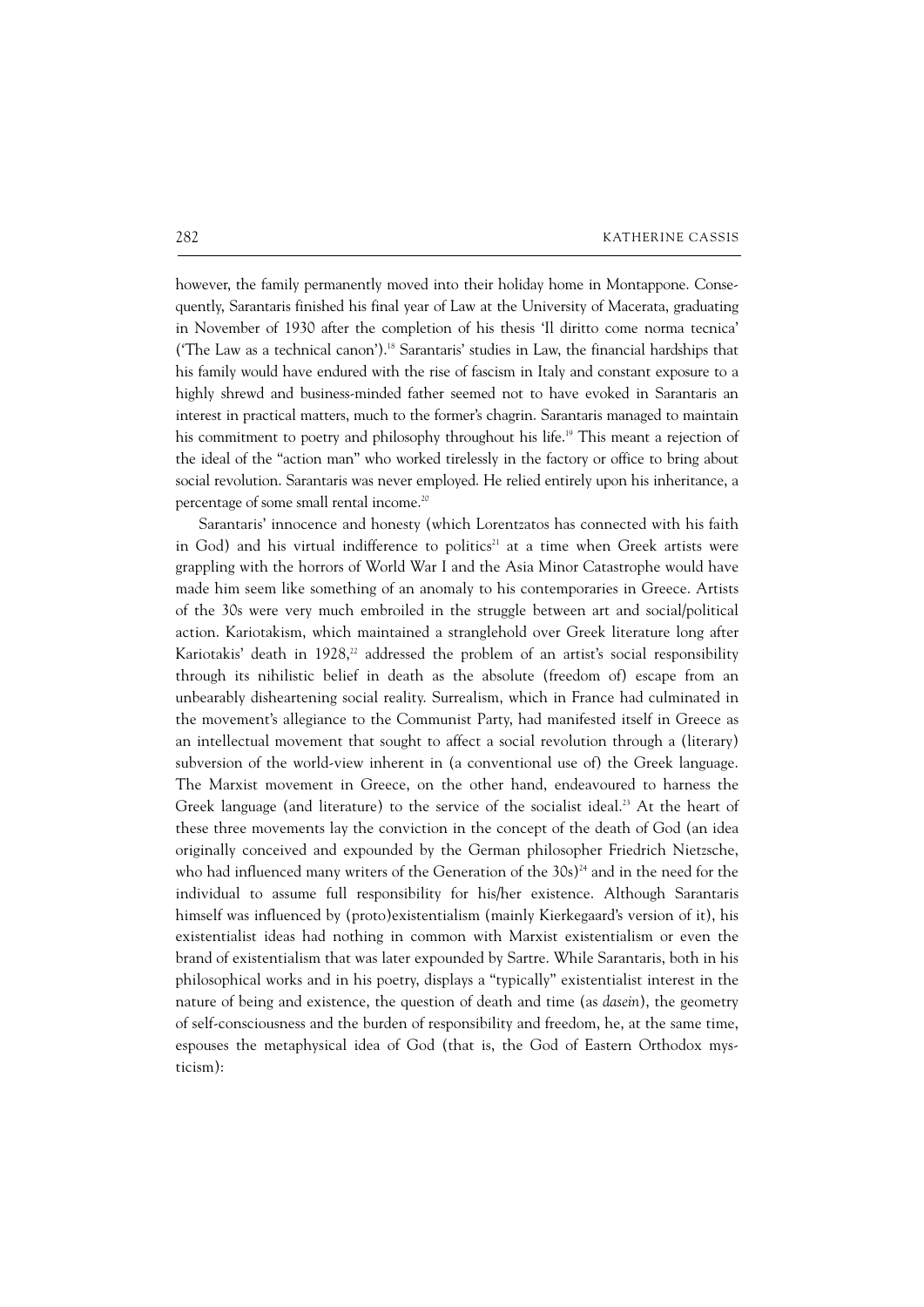however, the family permanently moved into their holiday home in Montappone. Consequently, Sarantaris finished his final year of Law at the University of Macerata, graduating in November of 1930 after the completion of his thesis 'Il diritto come norma tecnica' ('The Law as a technical canon').[18] Sarantaris' studies in Law, the financial hardships that his family would have endured with the rise of fascism in Italy and constant exposure to a highly shrewd and business-minded father seemed not to have evoked in Sarantaris an interest in practical matters, much to the former's chagrin. Sarantaris managed to maintain his commitment to poetry and philosophy throughout his life.[19] This meant a rejection of the ideal of the "action man" who worked tirelessly in the factory or office to bring about social revolution. Sarantaris was never employed. He relied entirely upon his inheritance, a percentage of some small rental income.[20]

Sarantaris' innocence and honesty (which Lorentzatos has connected with his faith in God) and his virtual indifference to politics[21] at a time when Greek artists were grappling with the horrors of World War I and the Asia Minor Catastrophe would have made him seem like something of an anomaly to his contemporaries in Greece. Artists of the 30s were very much embroiled in the struggle between art and social/political action. Kariotakism, which maintained a stranglehold over Greek literature long after Kariotakis' death in 1928,[22] addressed the problem of an artist's social responsibility through its nihilistic belief in death as the absolute (freedom of) escape from an unbearably disheartening social reality. Surrealism, which in France had culminated in the movement's allegiance to the Communist Party, had manifested itself in Greece as an intellectual movement that sought to affect a social revolution through a (literary) subversion of the world-view inherent in (a conventional use of) the Greek language. The Marxist movement in Greece, on the other hand, endeavoured to harness the Greek language (and literature) to the service of the socialist ideal.[23] At the heart of these three movements lay the conviction in the concept of the death of God (an idea originally conceived and expounded by the German philosopher Friedrich Nietzsche, who had influenced many writers of the Generation of the 30s)[24] and in the need for the individual to assume full responsibility for his/her existence. Although Sarantaris himself was influenced by (proto)existentialism (mainly Kierkegaard's version of it), his existentialist ideas had nothing in common with Marxist existentialism or even the brand of existentialism that was later expounded by Sartre. While Sarantaris, both in his philosophical works and in his poetry, displays a "typically" existentialist interest in the nature of being and existence, the question of death and time (as *dasein*), the geometry of self-consciousness and the burden of responsibility and freedom, he, at the same time, espouses the metaphysical idea of God (that is, the God of Eastern Orthodox mysticism):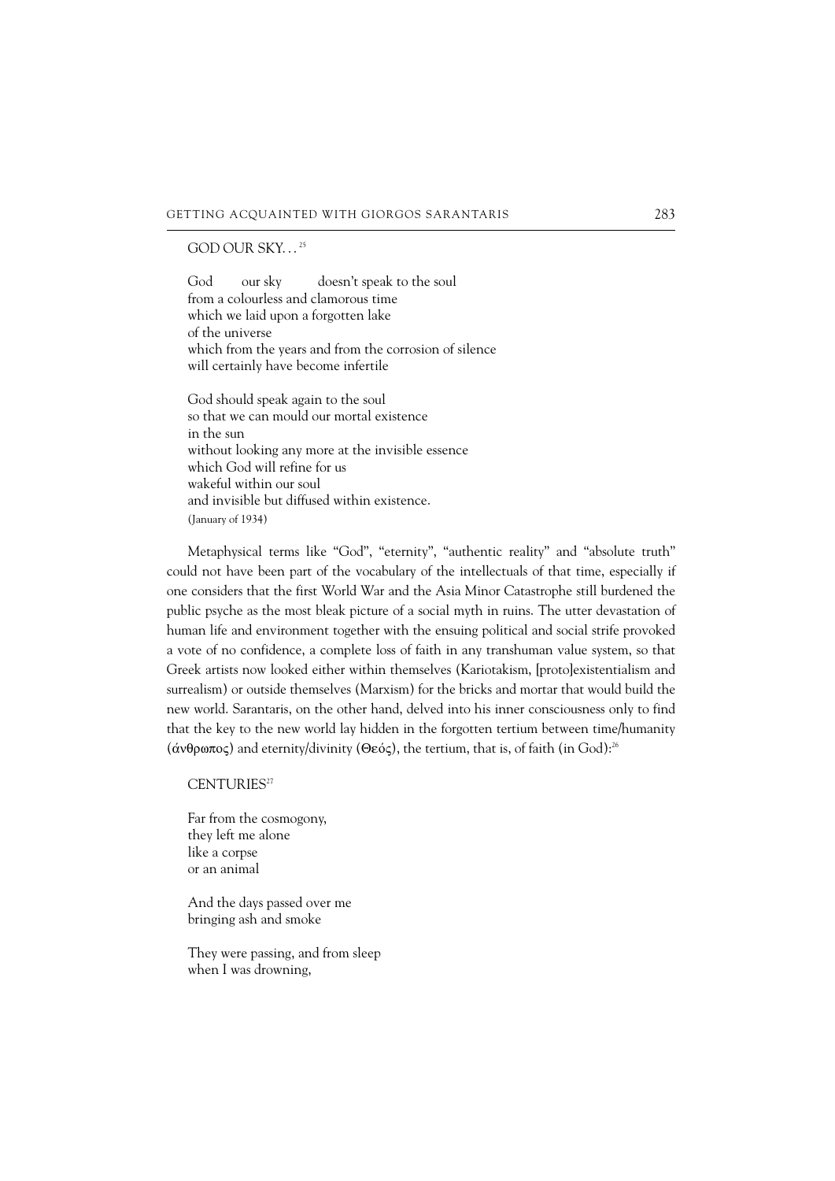GOD OUR SKY…[25]

God our sky doesn't speak to the soul  
from a colourless and clamorous time  
which we laid upon a forgotten lake  
of the universe  
which from the years and from the corrosion of silence  
will certainly have become infertile

God should speak again to the soul  
so that we can mould our mortal existence  
in the sun  
without looking any more at the invisible essence  
which God will refine for us  
wakeful within our soul  
and invisible but diffused within existence.  
(January of 1934)

Metaphysical terms like "God", "eternity", "authentic reality" and "absolute truth" could not have been part of the vocabulary of the intellectuals of that time, especially if one considers that the first World War and the Asia Minor Catastrophe still burdened the public psyche as the most bleak picture of a social myth in ruins. The utter devastation of human life and environment together with the ensuing political and social strife provoked a vote of no confidence, a complete loss of faith in any transhuman value system, so that Greek artists now looked either within themselves (Kariotakism, [proto]existentialism and surrealism) or outside themselves (Marxism) for the bricks and mortar that would build the new world. Sarantaris, on the other hand, delved into his inner consciousness only to find that the key to the new world lay hidden in the forgotten tertium between time/humanity (άνθρωπος) and eternity/divinity (Θεός), the tertium, that is, of faith (in God):[26]

CENTURIES[27]

Far from the cosmogony,  
they left me alone  
like a corpse  
or an animal

And the days passed over me  
bringing ash and smoke

They were passing, and from sleep  
when I was drowning,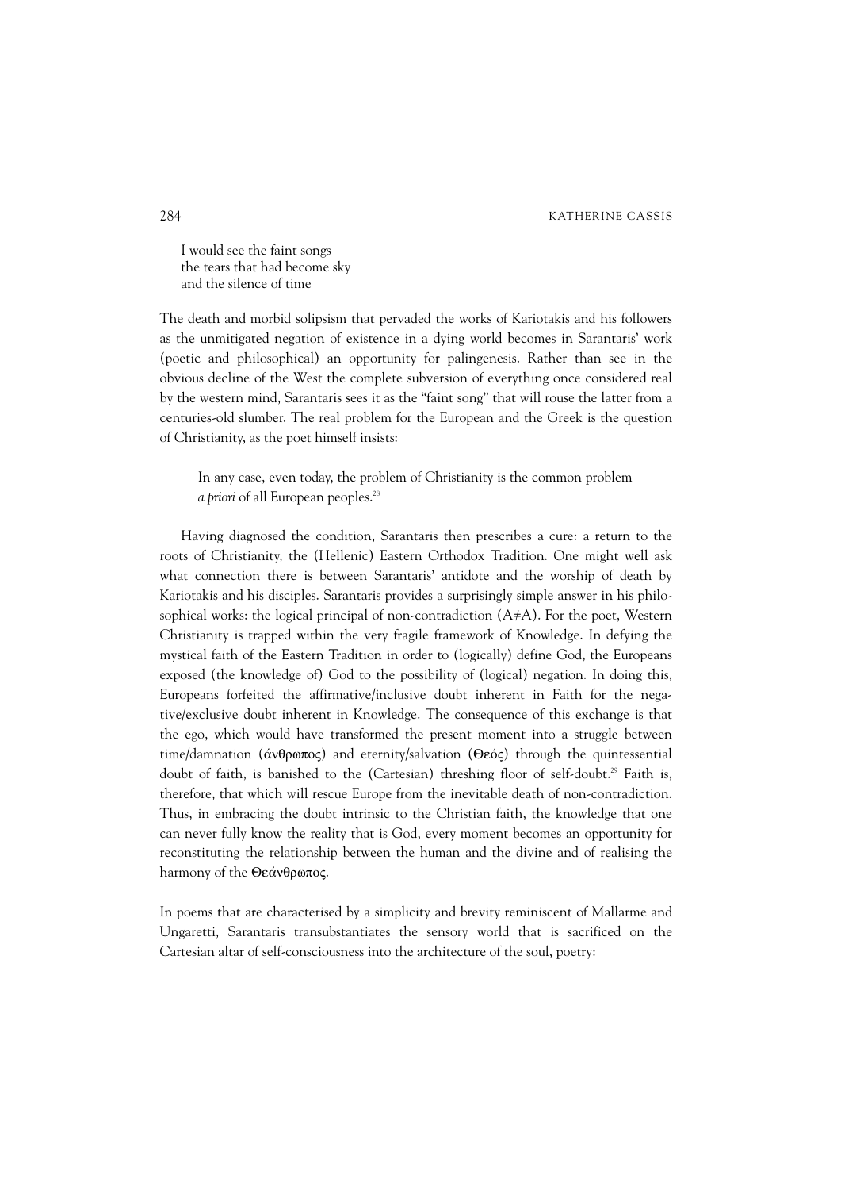I would see the faint songs  
the tears that had become sky  
and the silence of time

The death and morbid solipsism that pervaded the works of Kariotakis and his followers as the unmitigated negation of existence in a dying world becomes in Sarantaris' work (poetic and philosophical) an opportunity for palingenesis. Rather than see in the obvious decline of the West the complete subversion of everything once considered real by the western mind, Sarantaris sees it as the "faint song" that will rouse the latter from a centuries-old slumber. The real problem for the European and the Greek is the question of Christianity, as the poet himself insists:

> In any case, even today, the problem of Christianity is the common problem *a priori* of all European peoples.[28]

Having diagnosed the condition, Sarantaris then prescribes a cure: a return to the roots of Christianity, the (Hellenic) Eastern Orthodox Tradition. One might well ask what connection there is between Sarantaris' antidote and the worship of death by Kariotakis and his disciples. Sarantaris provides a surprisingly simple answer in his philosophical works: the logical principal of non-contradiction (A≠A). For the poet, Western Christianity is trapped within the very fragile framework of Knowledge. In defying the mystical faith of the Eastern Tradition in order to (logically) define God, the Europeans exposed (the knowledge of) God to the possibility of (logical) negation. In doing this, Europeans forfeited the affirmative/inclusive doubt inherent in Faith for the negative/exclusive doubt inherent in Knowledge. The consequence of this exchange is that the ego, which would have transformed the present moment into a struggle between time/damnation (άνθρωπος) and eternity/salvation (Θεός) through the quintessential doubt of faith, is banished to the (Cartesian) threshing floor of self-doubt.[29] Faith is, therefore, that which will rescue Europe from the inevitable death of non-contradiction. Thus, in embracing the doubt intrinsic to the Christian faith, the knowledge that one can never fully know the reality that is God, every moment becomes an opportunity for reconstituting the relationship between the human and the divine and of realising the harmony of the Θεάνθρωπος.

In poems that are characterised by a simplicity and brevity reminiscent of Mallarme and Ungaretti, Sarantaris transubstantiates the sensory world that is sacrificed on the Cartesian altar of self-consciousness into the architecture of the soul, poetry: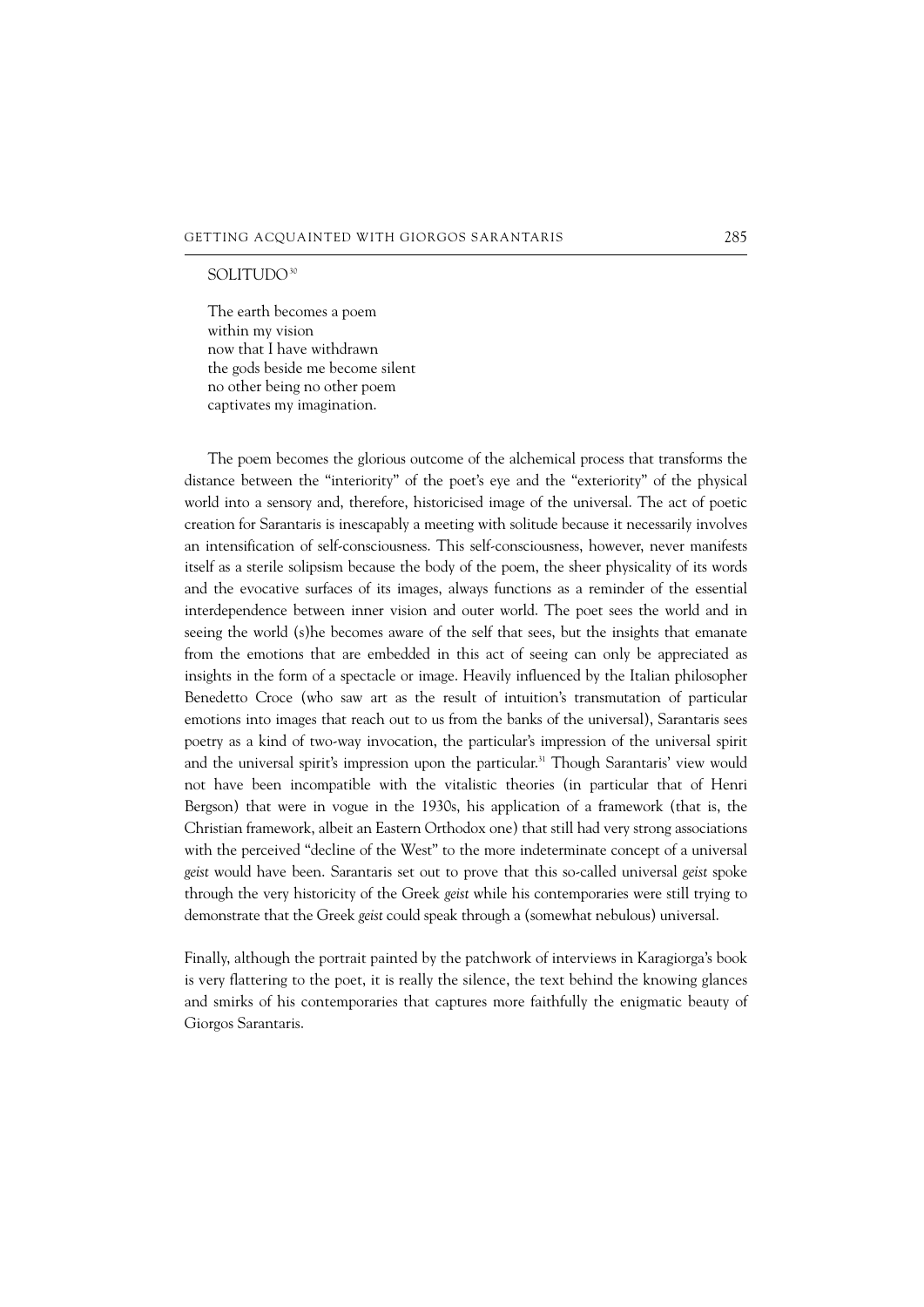SOLITUDO[30]

The earth becomes a poem  
within my vision  
now that I have withdrawn  
the gods beside me become silent  
no other being no other poem  
captivates my imagination.

The poem becomes the glorious outcome of the alchemical process that transforms the distance between the "interiority" of the poet's eye and the "exteriority" of the physical world into a sensory and, therefore, historicised image of the universal. The act of poetic creation for Sarantaris is inescapably a meeting with solitude because it necessarily involves an intensification of self-consciousness. This self-consciousness, however, never manifests itself as a sterile solipsism because the body of the poem, the sheer physicality of its words and the evocative surfaces of its images, always functions as a reminder of the essential interdependence between inner vision and outer world. The poet sees the world and in seeing the world (s)he becomes aware of the self that sees, but the insights that emanate from the emotions that are embedded in this act of seeing can only be appreciated as insights in the form of a spectacle or image. Heavily influenced by the Italian philosopher Benedetto Croce (who saw art as the result of intuition's transmutation of particular emotions into images that reach out to us from the banks of the universal), Sarantaris sees poetry as a kind of two-way invocation, the particular's impression of the universal spirit and the universal spirit's impression upon the particular.[31] Though Sarantaris' view would not have been incompatible with the vitalistic theories (in particular that of Henri Bergson) that were in vogue in the 1930s, his application of a framework (that is, the Christian framework, albeit an Eastern Orthodox one) that still had very strong associations with the perceived "decline of the West" to the more indeterminate concept of a universal *geist* would have been. Sarantaris set out to prove that this so-called universal *geist* spoke through the very historicity of the Greek *geist* while his contemporaries were still trying to demonstrate that the Greek *geist* could speak through a (somewhat nebulous) universal.

Finally, although the portrait painted by the patchwork of interviews in Karagiorga's book is very flattering to the poet, it is really the silence, the text behind the knowing glances and smirks of his contemporaries that captures more faithfully the enigmatic beauty of Giorgos Sarantaris.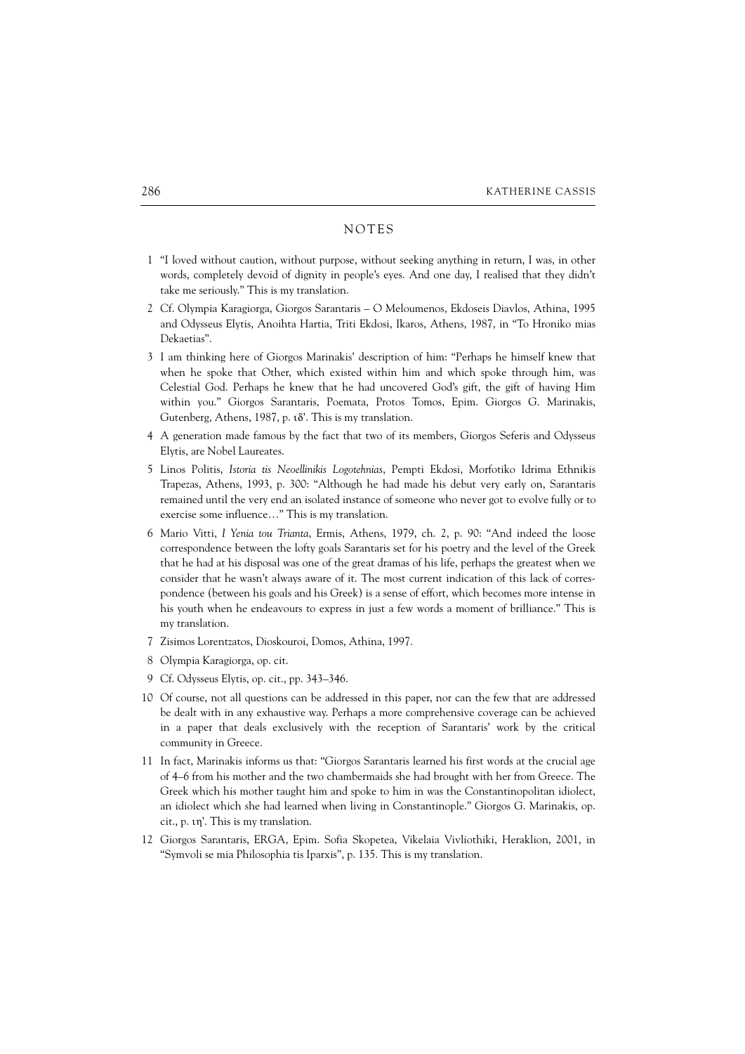## NOTES

1 "I loved without caution, without purpose, without seeking anything in return, I was, in other words, completely devoid of dignity in people's eyes. And one day, I realised that they didn't take me seriously." This is my translation.

2 Cf. Olympia Karagiorga, Giorgos Sarantaris – O Meloumenos, Ekdoseis Diavlos, Athina, 1995 and Odysseus Elytis, Anoihta Hartia, Triti Ekdosi, Ikaros, Athens, 1987, in "To Hroniko mias Dekaetias".

3 I am thinking here of Giorgos Marinakis' description of him: "Perhaps he himself knew that when he spoke that Other, which existed within him and which spoke through him, was Celestial God. Perhaps he knew that he had uncovered God's gift, the gift of having Him within you." Giorgos Sarantaris, Poemata, Protos Tomos, Epim. Giorgos G. Marinakis, Gutenberg, Athens, 1987, p. ιδ'. This is my translation.

4 A generation made famous by the fact that two of its members, Giorgos Seferis and Odysseus Elytis, are Nobel Laureates.

5 Linos Politis, *Istoria tis Neoellinikis Logotehnias*, Pempti Ekdosi, Morfotiko Idrima Ethnikis Trapezas, Athens, 1993, p. 300: "Although he had made his debut very early on, Sarantaris remained until the very end an isolated instance of someone who never got to evolve fully or to exercise some influence…" This is my translation.

6 Mario Vitti, *I Yenia tou Trianta*, Ermis, Athens, 1979, ch. 2, p. 90: "And indeed the loose correspondence between the lofty goals Sarantaris set for his poetry and the level of the Greek that he had at his disposal was one of the great dramas of his life, perhaps the greatest when we consider that he wasn't always aware of it. The most current indication of this lack of correspondence (between his goals and his Greek) is a sense of effort, which becomes more intense in his youth when he endeavours to express in just a few words a moment of brilliance." This is my translation.

7 Zisimos Lorentzatos, Dioskouroi, Domos, Athina, 1997.

8 Olympia Karagiorga, op. cit.

9 Cf. Odysseus Elytis, op. cit., pp. 343–346.

10 Of course, not all questions can be addressed in this paper, nor can the few that are addressed be dealt with in any exhaustive way. Perhaps a more comprehensive coverage can be achieved in a paper that deals exclusively with the reception of Sarantaris' work by the critical community in Greece.

11 In fact, Marinakis informs us that: "Giorgos Sarantaris learned his first words at the crucial age of 4–6 from his mother and the two chambermaids she had brought with her from Greece. The Greek which his mother taught him and spoke to him in was the Constantinopolitan idiolect, an idiolect which she had learned when living in Constantinople." Giorgos G. Marinakis, op. cit., p. ιη'. This is my translation.

12 Giorgos Sarantaris, ERGA, Epim. Sofia Skopetea, Vikelaia Vivliothiki, Heraklion, 2001, in "Symvoli se mia Philosophia tis Iparxis", p. 135. This is my translation.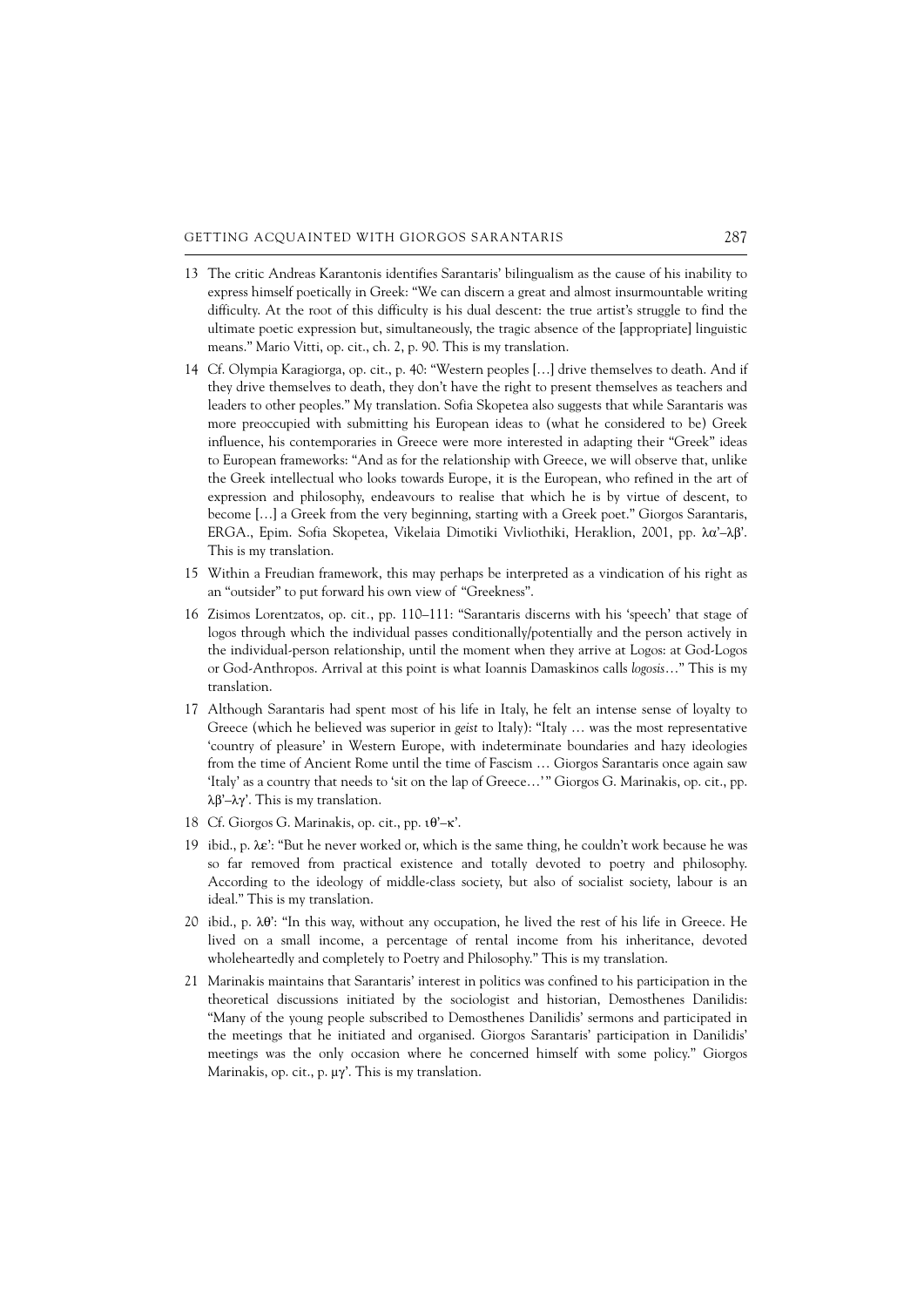13 The critic Andreas Karantonis identifies Sarantaris' bilingualism as the cause of his inability to express himself poetically in Greek: "We can discern a great and almost insurmountable writing difficulty. At the root of this difficulty is his dual descent: the true artist's struggle to find the ultimate poetic expression but, simultaneously, the tragic absence of the [appropriate] linguistic means." Mario Vitti, op. cit., ch. 2, p. 90. This is my translation.

14 Cf. Olympia Karagiorga, op. cit., p. 40: "Western peoples […] drive themselves to death. And if they drive themselves to death, they don't have the right to present themselves as teachers and leaders to other peoples." My translation. Sofia Skopetea also suggests that while Sarantaris was more preoccupied with submitting his European ideas to (what he considered to be) Greek influence, his contemporaries in Greece were more interested in adapting their "Greek" ideas to European frameworks: "And as for the relationship with Greece, we will observe that, unlike the Greek intellectual who looks towards Europe, it is the European, who refined in the art of expression and philosophy, endeavours to realise that which he is by virtue of descent, to become […] a Greek from the very beginning, starting with a Greek poet." Giorgos Sarantaris, ERGA., Epim. Sofia Skopetea, Vikelaia Dimotiki Vivliothiki, Heraklion, 2001, pp. λα'–λβ'. This is my translation.

15 Within a Freudian framework, this may perhaps be interpreted as a vindication of his right as an "outsider" to put forward his own view of "Greekness".

16 Zisimos Lorentzatos, op. cit., pp. 110–111: "Sarantaris discerns with his 'speech' that stage of logos through which the individual passes conditionally/potentially and the person actively in the individual-person relationship, until the moment when they arrive at Logos: at God-Logos or God-Anthropos. Arrival at this point is what Ioannis Damaskinos calls *logosis*…" This is my translation.

17 Although Sarantaris had spent most of his life in Italy, he felt an intense sense of loyalty to Greece (which he believed was superior in *geist* to Italy): "Italy … was the most representative 'country of pleasure' in Western Europe, with indeterminate boundaries and hazy ideologies from the time of Ancient Rome until the time of Fascism … Giorgos Sarantaris once again saw 'Italy' as a country that needs to 'sit on the lap of Greece…'" Giorgos G. Marinakis, op. cit., pp. λβ'–λγ'. This is my translation.

18 Cf. Giorgos G. Marinakis, op. cit., pp. ιθ'–κ'.

19 ibid., p. λε': "But he never worked or, which is the same thing, he couldn't work because he was so far removed from practical existence and totally devoted to poetry and philosophy. According to the ideology of middle-class society, but also of socialist society, labour is an ideal." This is my translation.

20 ibid., p. λθ': "In this way, without any occupation, he lived the rest of his life in Greece. He lived on a small income, a percentage of rental income from his inheritance, devoted wholeheartedly and completely to Poetry and Philosophy." This is my translation.

21 Marinakis maintains that Sarantaris' interest in politics was confined to his participation in the theoretical discussions initiated by the sociologist and historian, Demosthenes Danilidis: "Many of the young people subscribed to Demosthenes Danilidis' sermons and participated in the meetings that he initiated and organised. Giorgos Sarantaris' participation in Danilidis' meetings was the only occasion where he concerned himself with some policy." Giorgos Marinakis, op. cit., p. μγ'. This is my translation.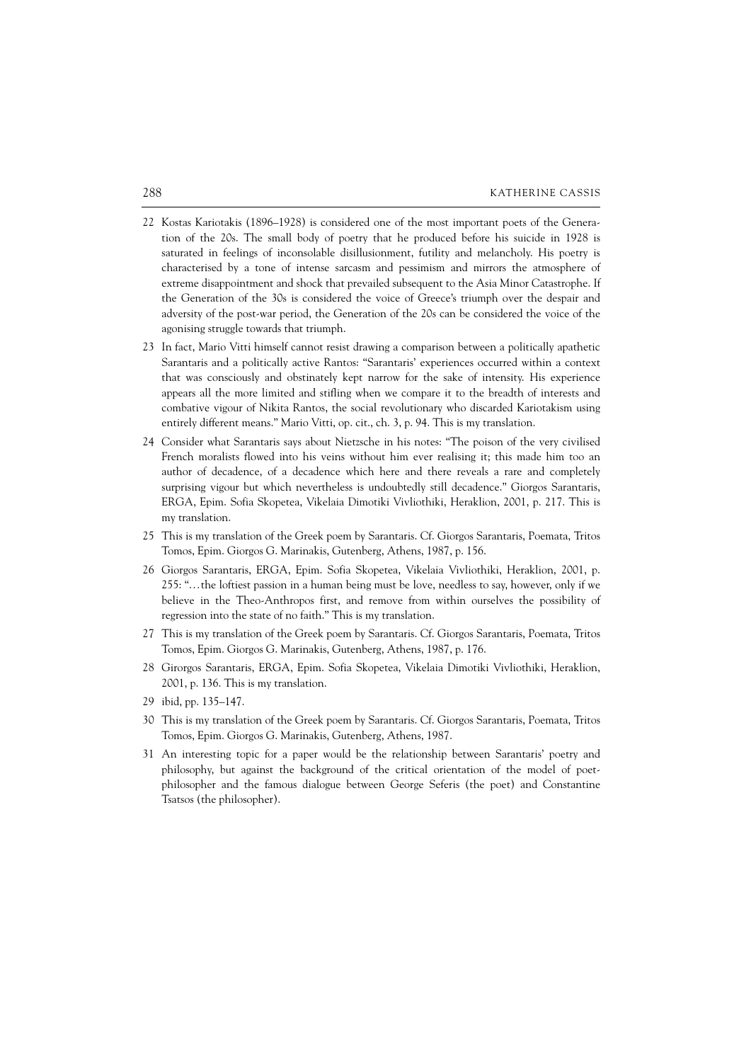22 Kostas Kariotakis (1896–1928) is considered one of the most important poets of the Generation of the 20s. The small body of poetry that he produced before his suicide in 1928 is saturated in feelings of inconsolable disillusionment, futility and melancholy. His poetry is characterised by a tone of intense sarcasm and pessimism and mirrors the atmosphere of extreme disappointment and shock that prevailed subsequent to the Asia Minor Catastrophe. If the Generation of the 30s is considered the voice of Greece's triumph over the despair and adversity of the post-war period, the Generation of the 20s can be considered the voice of the agonising struggle towards that triumph.

23 In fact, Mario Vitti himself cannot resist drawing a comparison between a politically apathetic Sarantaris and a politically active Rantos: "Sarantaris' experiences occurred within a context that was consciously and obstinately kept narrow for the sake of intensity. His experience appears all the more limited and stifling when we compare it to the breadth of interests and combative vigour of Nikita Rantos, the social revolutionary who discarded Kariotakism using entirely different means." Mario Vitti, op. cit., ch. 3, p. 94. This is my translation.

24 Consider what Sarantaris says about Nietzsche in his notes: "The poison of the very civilised French moralists flowed into his veins without him ever realising it; this made him too an author of decadence, of a decadence which here and there reveals a rare and completely surprising vigour but which nevertheless is undoubtedly still decadence." Giorgos Sarantaris, ERGA, Epim. Sofia Skopetea, Vikelaia Dimotiki Vivliothiki, Heraklion, 2001, p. 217. This is my translation.

25 This is my translation of the Greek poem by Sarantaris. Cf. Giorgos Sarantaris, Poemata, Tritos Tomos, Epim. Giorgos G. Marinakis, Gutenberg, Athens, 1987, p. 156.

26 Giorgos Sarantaris, ERGA, Epim. Sofia Skopetea, Vikelaia Vivliothiki, Heraklion, 2001, p. 255: "…the loftiest passion in a human being must be love, needless to say, however, only if we believe in the Theo-Anthropos first, and remove from within ourselves the possibility of regression into the state of no faith." This is my translation.

27 This is my translation of the Greek poem by Sarantaris. Cf. Giorgos Sarantaris, Poemata, Tritos Tomos, Epim. Giorgos G. Marinakis, Gutenberg, Athens, 1987, p. 176.

28 Girorgos Sarantaris, ERGA, Epim. Sofia Skopetea, Vikelaia Dimotiki Vivliothiki, Heraklion, 2001, p. 136. This is my translation.

29 ibid, pp. 135–147.

30 This is my translation of the Greek poem by Sarantaris. Cf. Giorgos Sarantaris, Poemata, Tritos Tomos, Epim. Giorgos G. Marinakis, Gutenberg, Athens, 1987.

31 An interesting topic for a paper would be the relationship between Sarantaris' poetry and philosophy, but against the background of the critical orientation of the model of poet-philosopher and the famous dialogue between George Seferis (the poet) and Constantine Tsatsos (the philosopher).